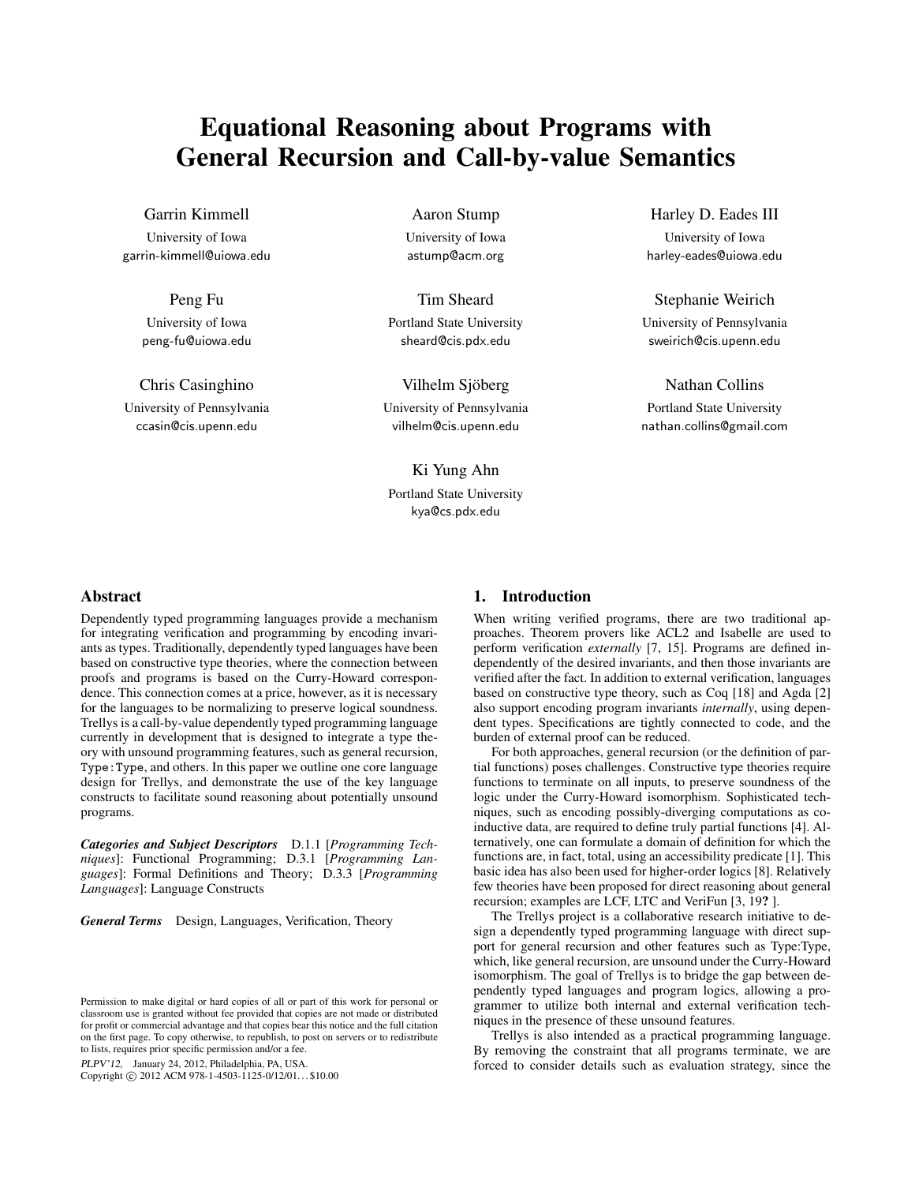# Equational Reasoning about Programs with General Recursion and Call-by-value Semantics

Garrin Kimmell
University of Iowa
garrin-kimmell@uiowa.edu

Aaron Stump
University of Iowa
astump@acm.org

Harley D. Eades III
University of Iowa
harley-eades@uiowa.edu

Peng Fu
University of Iowa
peng-fu@uiowa.edu

Tim Sheard
Portland State University
sheard@cis.pdx.edu

Stephanie Weirich
University of Pennsylvania
sweirich@cis.upenn.edu

Chris Casinghino
University of Pennsylvania
ccasin@cis.upenn.edu

Vilhelm Sjöberg
University of Pennsylvania
vilhelm@cis.upenn.edu

Nathan Collins
Portland State University
nathan.collins@gmail.com

Ki Yung Ahn
Portland State University
kya@cs.pdx.edu

## Abstract

Dependently typed programming languages provide a mechanism for integrating verification and programming by encoding invariants as types. Traditionally, dependently typed languages have been based on constructive type theories, where the connection between proofs and programs is based on the Curry-Howard correspondence. This connection comes at a price, however, as it is necessary for the languages to be normalizing to preserve logical soundness. Trellys is a call-by-value dependently typed programming language currently in development that is designed to integrate a type theory with unsound programming features, such as general recursion, `Type:Type`, and others. In this paper we outline one core language design for Trellys, and demonstrate the use of the key language constructs to facilitate sound reasoning about potentially unsound programs.

***Categories and Subject Descriptors*** D.1.1 [*Programming Techniques*]: Functional Programming; D.3.1 [*Programming Languages*]: Formal Definitions and Theory; D.3.3 [*Programming Languages*]: Language Constructs

***General Terms*** Design, Languages, Verification, Theory

Permission to make digital or hard copies of all or part of this work for personal or classroom use is granted without fee provided that copies are not made or distributed for profit or commercial advantage and that copies bear this notice and the full citation on the first page. To copy otherwise, to republish, to post on servers or to redistribute to lists, requires prior specific permission and/or a fee.

*PLPV'12*, January 24, 2012, Philadelphia, PA, USA.
Copyright © 2012 ACM 978-1-4503-1125-0/12/01... $10.00

## 1. Introduction

When writing verified programs, there are two traditional approaches. Theorem provers like ACL2 and Isabelle are used to perform verification *externally* [7, 15]. Programs are defined independently of the desired invariants, and then those invariants are verified after the fact. In addition to external verification, languages based on constructive type theory, such as Coq [18] and Agda [2] also support encoding program invariants *internally*, using dependent types. Specifications are tightly connected to code, and the burden of external proof can be reduced.

For both approaches, general recursion (or the definition of partial functions) poses challenges. Constructive type theories require functions to terminate on all inputs, to preserve soundness of the logic under the Curry-Howard isomorphism. Sophisticated techniques, such as encoding possibly-diverging computations as coinductive data, are required to define truly partial functions [4]. Alternatively, one can formulate a domain of definition for which the functions are, in fact, total, using an accessibility predicate [1]. This basic idea has also been used for higher-order logics [8]. Relatively few theories have been proposed for direct reasoning about general recursion; examples are LCF, LTC and VeriFun [3, 19**?** ].

The Trellys project is a collaborative research initiative to design a dependently typed programming language with direct support for general recursion and other features such as Type:Type, which, like general recursion, are unsound under the Curry-Howard isomorphism. The goal of Trellys is to bridge the gap between dependently typed languages and program logics, allowing a programmer to utilize both internal and external verification techniques in the presence of these unsound features.

Trellys is also intended as a practical programming language. By removing the constraint that all programs terminate, we are forced to consider details such as evaluation strategy, since the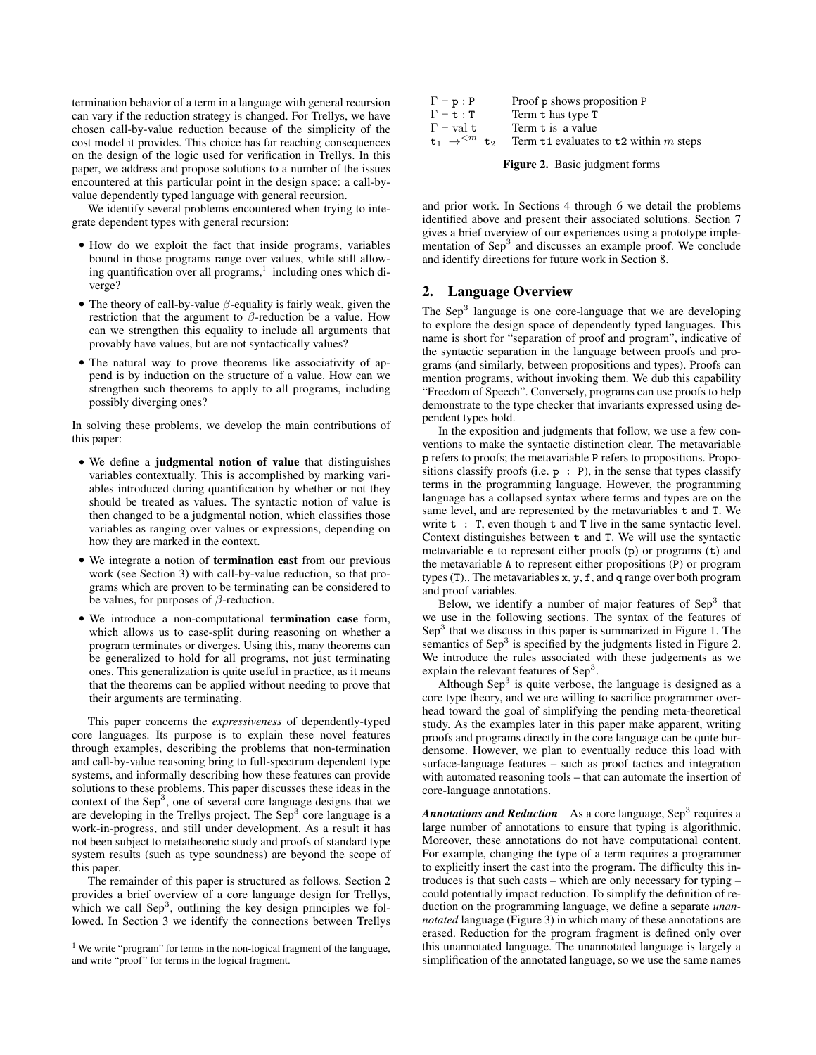termination behavior of a term in a language with general recursion can vary if the reduction strategy is changed. For Trellys, we have chosen call-by-value reduction because of the simplicity of the cost model it provides. This choice has far reaching consequences on the design of the logic used for verification in Trellys. In this paper, we address and propose solutions to a number of the issues encountered at this particular point in the design space: a call-by-value dependently typed language with general recursion.

We identify several problems encountered when trying to integrate dependent types with general recursion:

- How do we exploit the fact that inside programs, variables bound in those programs range over values, while still allowing quantification over all programs,[1] including ones which diverge?
- The theory of call-by-value $\beta$-equality is fairly weak, given the restriction that the argument to $\beta$-reduction be a value. How can we strengthen this equality to include all arguments that provably have values, but are not syntactically values?
- The natural way to prove theorems like associativity of append is by induction on the structure of a value. How can we strengthen such theorems to apply to all programs, including possibly diverging ones?

In solving these problems, we develop the main contributions of this paper:

- We define a **judgmental notion of value** that distinguishes variables contextually. This is accomplished by marking variables introduced during quantification by whether or not they should be treated as values. The syntactic notion of value is then changed to be a judgmental notion, which classifies those variables as ranging over values or expressions, depending on how they are marked in the context.
- We integrate a notion of **termination cast** from our previous work (see Section 3) with call-by-value reduction, so that programs which are proven to be terminating can be considered to be values, for purposes of $\beta$-reduction.
- We introduce a non-computational **termination case** form, which allows us to case-split during reasoning on whether a program terminates or diverges. Using this, many theorems can be generalized to hold for all programs, not just terminating ones. This generalization is quite useful in practice, as it means that the theorems can be applied without needing to prove that their arguments are terminating.

This paper concerns the *expressiveness* of dependently-typed core languages. Its purpose is to explain these novel features through examples, describing the problems that non-termination and call-by-value reasoning bring to full-spectrum dependent type systems, and informally describing how these features can provide solutions to these problems. This paper discusses these ideas in the context of the Sep$^3$, one of several core language designs that we are developing in the Trellys project. The Sep$^3$ core language is a work-in-progress, and still under development. As a result it has not been subject to metatheoretic study and proofs of standard type system results (such as type soundness) are beyond the scope of this paper.

The remainder of this paper is structured as follows. Section 2 provides a brief overview of a core language design for Trellys, which we call Sep$^3$, outlining the key design principles we followed. In Section 3 we identify the connections between Trellys and prior work. In Sections 4 through 6 we detail the problems identified above and present their associated solutions. Section 7 gives a brief overview of our experiences using a prototype implementation of Sep$^3$ and discusses an example proof. We conclude and identify directions for future work in Section 8.

[1] We write "program" for terms in the non-logical fragment of the language, and write "proof" for terms in the logical fragment.

| | |
|---|---|
| $\Gamma \vdash \mathtt{p} : \mathtt{P}$ | Proof p shows proposition P |
| $\Gamma \vdash \mathtt{t} : \mathtt{T}$ | Term t has type T |
| $\Gamma \vdash \text{val}\ \mathtt{t}$ | Term t is a value |
| $\mathtt{t}_1 \rightarrow^{<m} \mathtt{t}_2$ | Term t1 evaluates to t2 within $m$ steps |

**Figure 2.** Basic judgment forms

## 2. Language Overview

The Sep$^3$ language is one core-language that we are developing to explore the design space of dependently typed languages. This name is short for "separation of proof and program", indicative of the syntactic separation in the language between proofs and programs (and similarly, between propositions and types). Proofs can mention programs, without invoking them. We dub this capability "Freedom of Speech". Conversely, programs can use proofs to help demonstrate to the type checker that invariants expressed using dependent types hold.

In the exposition and judgments that follow, we use a few conventions to make the syntactic distinction clear. The metavariable p refers to proofs; the metavariable P refers to propositions. Propositions classify proofs (i.e. `p : P`), in the sense that types classify terms in the programming language. However, the programming language has a collapsed syntax where terms and types are on the same level, and are represented by the metavariables t and T. We write `t : T`, even though t and T live in the same syntactic level. Context distinguishes between t and T. We will use the syntactic metavariable e to represent either proofs (p) or programs (t) and the metavariable A to represent either propositions (P) or program types (T).. The metavariables x, y, f, and q range over both program and proof variables.

Below, we identify a number of major features of Sep$^3$ that we use in the following sections. The syntax of the features of Sep$^3$ that we discuss in this paper is summarized in Figure 1. The semantics of Sep$^3$ is specified by the judgments listed in Figure 2. We introduce the rules associated with these judgements as we explain the relevant features of Sep$^3$.

Although Sep$^3$ is quite verbose, the language is designed as a core type theory, and we are willing to sacrifice programmer overhead toward the goal of simplifying the pending meta-theoretical study. As the examples later in this paper make apparent, writing proofs and programs directly in the core language can be quite burdensome. However, we plan to eventually reduce this load with surface-language features – such as proof tactics and integration with automated reasoning tools – that can automate the insertion of core-language annotations.

***Annotations and Reduction*** As a core language, Sep$^3$ requires a large number of annotations to ensure that typing is algorithmic. Moreover, these annotations do not have computational content. For example, changing the type of a term requires a programmer to explicitly insert the cast into the program. The difficulty this introduces is that such casts – which are only necessary for typing – could potentially impact reduction. To simplify the definition of reduction on the programming language, we define a separate *unannotated* language (Figure 3) in which many of these annotations are erased. Reduction for the program fragment is defined only over this unannotated language. The unannotated language is largely a simplification of the annotated language, so we use the same names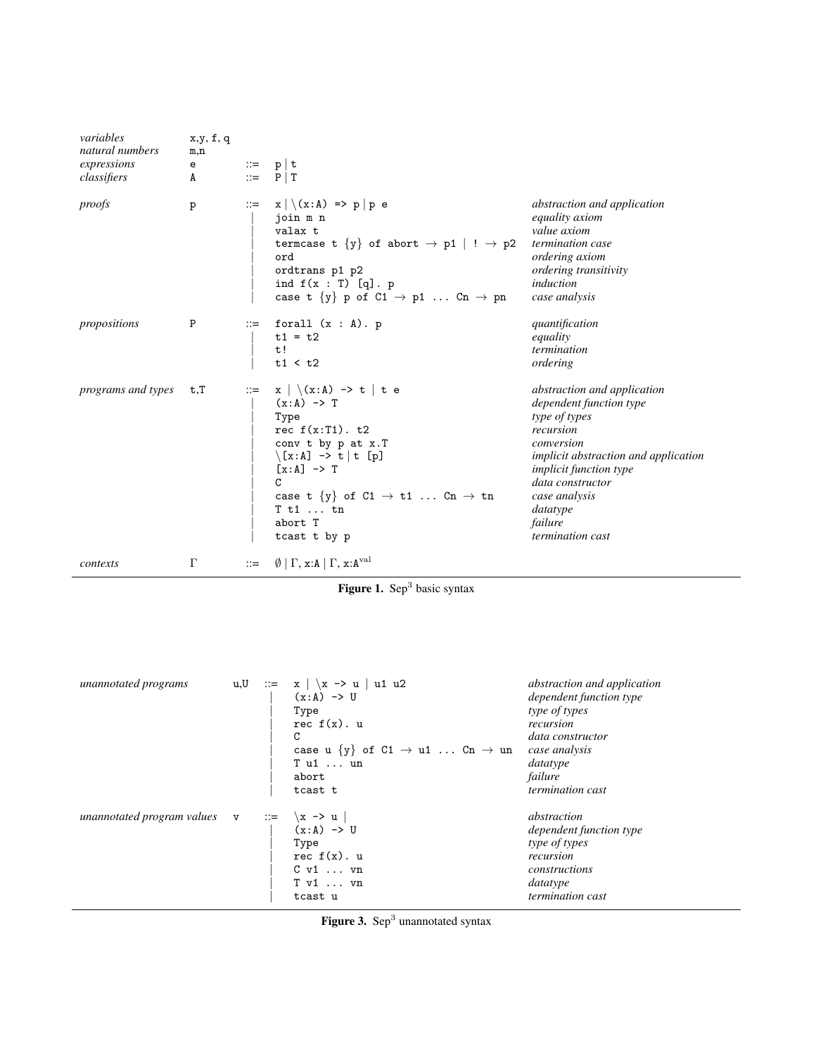| | | | | |
|---|---|---|---|---|
| *variables* | `x,y, f, q` | | | |
| *natural numbers* | `m,n` | | | |
| *expressions* | `e` | ::= | `p` \| `t` | |
| *classifiers* | `A` | ::= | `P` \| `T` | |
| *proofs* | `p` | ::= | `x` \| `\(x:A) => p` \| `p e` | *abstraction and application* |
| | | \| | `join m n` | *equality axiom* |
| | | \| | `valax t` | *value axiom* |
| | | \| | `termcase t {y} of abort → p1 ` \| ` ! → p2` | *termination case* |
| | | \| | `ord` | *ordering axiom* |
| | | \| | `ordtrans p1 p2` | *ordering transitivity* |
| | | \| | `ind f(x : T) [q]. p` | *induction* |
| | | \| | `case t {y} p of C1 → p1 ... Cn → pn` | *case analysis* |
| *propositions* | `P` | ::= | `forall (x : A). p` | *quantification* |
| | | \| | `t1 = t2` | *equality* |
| | | \| | `t!` | *termination* |
| | | \| | `t1 < t2` | *ordering* |
| *programs and types* | `t,T` | ::= | `x` \| `\(x:A) -> t` \| `t e` | *abstraction and application* |
| | | \| | `(x:A) -> T` | *dependent function type* |
| | | \| | `Type` | *type of types* |
| | | \| | `rec f(x:T1). t2` | *recursion* |
| | | \| | `conv t by p at x.T` | *conversion* |
| | | \| | `\[x:A] -> t` \| `t [p]` | *implicit abstraction and application* |
| | | \| | `[x:A] -> T` | *implicit function type* |
| | | \| | `C` | *data constructor* |
| | | \| | `case t {y} of C1 → t1 ... Cn → tn` | *case analysis* |
| | | \| | `T t1 ... tn` | *datatype* |
| | | \| | `abort T` | *failure* |
| | | \| | `tcast t by p` | *termination cast* |
| *contexts* | $\Gamma$ | ::= | $\emptyset$ \| $\Gamma$, `x:A` \| $\Gamma$, $\texttt{x:A}^{\text{val}}$ | |

**Figure 1.** $\text{Sep}^3$ basic syntax

| | | | | |
|---|---|---|---|---|
| *unannotated programs* | `u,U` | ::= | `x` \| `\x -> u` \| `u1 u2` | *abstraction and application* |
| | | \| | `(x:A) -> U` | *dependent function type* |
| | | \| | `Type` | *type of types* |
| | | \| | `rec f(x). u` | *recursion* |
| | | \| | `C` | *data constructor* |
| | | \| | `case u {y} of C1 → u1 ... Cn → un` | *case analysis* |
| | | \| | `T u1 ... un` | *datatype* |
| | | \| | `abort` | *failure* |
| | | \| | `tcast t` | *termination cast* |
| *unannotated program values* | `v` | ::= | `\x -> u` \| | *abstraction* |
| | | \| | `(x:A) -> U` | *dependent function type* |
| | | \| | `Type` | *type of types* |
| | | \| | `rec f(x). u` | *recursion* |
| | | \| | `C v1 ... vn` | *constructions* |
| | | \| | `T v1 ... vn` | *datatype* |
| | | \| | `tcast u` | *termination cast* |

**Figure 3.** $\text{Sep}^3$ unannotated syntax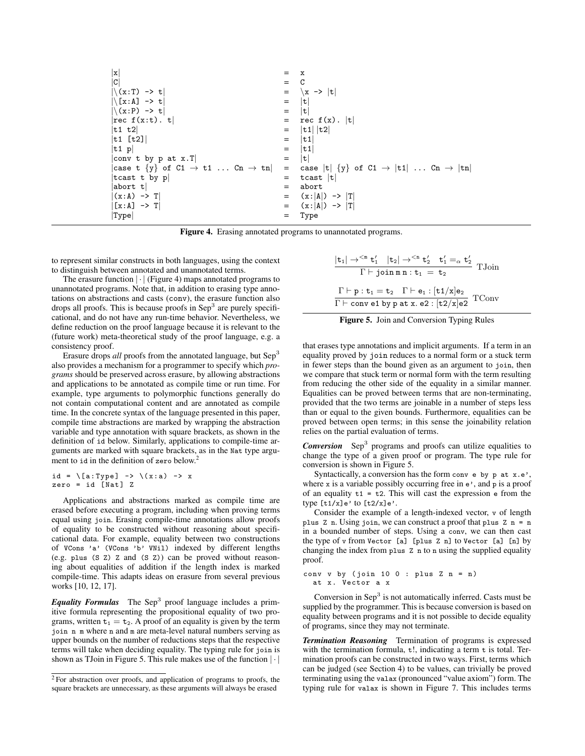```
|x|                                    =  x
|C|                                    =  C
|\(x:T) -> t|                          =  \x -> |t|
|\[x:A] -> t|                          =  |t|
|\(x:P) -> t|                          =  |t|
|rec f(x:t). t|                        =  rec f(x). |t|
|t1 t2|                                =  |t1| |t2|
|t1 [t2]|                              =  |t1|
|t1 p|                                 =  |t1|
|conv t by p at x.T|                   =  |t|
|case t {y} of C1 → t1 ... Cn → tn|    =  case |t| {y} of C1 → |t1| ... Cn → |tn|
|tcast t by p|                         =  tcast |t|
|abort t|                              =  abort
|(x:A) -> T|                           =  (x:|A|) -> |T|
|[x:A] -> T|                           =  (x:|A|) -> |T|
|Type|                                 =  Type
```

**Figure 4.** Erasing annotated programs to unannotated programs.

to represent similar constructs in both languages, using the context to distinguish between annotated and unannotated terms.

The erasure function $|\cdot|$ (Figure 4) maps annotated programs to unannotated programs. Note that, in addition to erasing type annotations on abstractions and casts (conv), the erasure function also drops all proofs. This is because proofs in Sep[3] are purely specificational, and do not have any run-time behavior. Nevertheless, we define reduction on the proof language because it is relevant to the (future work) meta-theoretical study of the proof language, e.g. a consistency proof.

Erasure drops *all* proofs from the annotated language, but Sep[3] also provides a mechanism for a programmer to specify which *programs* should be preserved across erasure, by allowing abstractions and applications to be annotated as compile time or run time. For example, type arguments to polymorphic functions generally do not contain computational content and are annotated as compile time. In the concrete syntax of the language presented in this paper, compile time abstractions are marked by wrapping the abstraction variable and type annotation with square brackets, as shown in the definition of id below. Similarly, applications to compile-time arguments are marked with square brackets, as in the Nat type argument to id in the definition of zero below.[2]

```
id = \[a:Type] -> \(x:a) -> x
zero = id [Nat] Z
```

Applications and abstractions marked as compile time are erased before executing a program, including when proving terms equal using join. Erasing compile-time annotations allow proofs of equality to be constructed without reasoning about specificational data. For example, equality between two constructions of VCons 'a' (VCons 'b' VNil) indexed by different lengths (e.g. plus (S Z) Z and (S Z)) can be proved without reasoning about equalities of addition if the length index is marked compile-time. This adapts ideas on erasure from several previous works [10, 12, 17].

***Equality Formulas*** The Sep[3] proof language includes a primitive formula representing the propositional equality of two programs, written $t_1 = t_2$. A proof of an equality is given by the term join n m where n and m are meta-level natural numbers serving as upper bounds on the number of reductions steps that the respective terms will take when deciding equality. The typing rule for join is shown as TJoin in Figure 5. This rule makes use of the function $|\cdot|$

$$\frac{|t_1| \rightarrow^{<m} t_1' \quad |t_2| \rightarrow^{<n} t_2' \quad t_1' =_\alpha t_2'}{\Gamma \vdash \mathtt{join\,m\,n} : t_1 \; = \; t_2} \text{ TJoin}$$

$$\frac{\Gamma \vdash p : t_1 = t_2 \quad \Gamma \vdash e_1 : [t1/x]e_2}{\Gamma \vdash \mathtt{conv\ e1\ by\ p\ at\ x.\ e2} : [t2/x]e2} \text{ TConv}$$

**Figure 5.** Join and Conversion Typing Rules

that erases type annotations and implicit arguments. If a term in an equality proved by join reduces to a normal form or a stuck term in fewer steps than the bound given as an argument to join, then we compare that stuck term or normal form with the term resulting from reducing the other side of the equality in a similar manner. Equalities can be proved between terms that are non-terminating, provided that the two terms are joinable in a number of steps less than or equal to the given bounds. Furthermore, equalities can be proved between open terms; in this sense the joinability relation relies on the partial evaluation of terms.

***Conversion*** Sep[3] programs and proofs can utilize equalities to change the type of a given proof or program. The type rule for conversion is shown in Figure 5.

Syntactically, a conversion has the form conv e by p at x.e', where x is a variable possibly occurring free in e', and p is a proof of an equality t1 = t2. This will cast the expression e from the type [t1/x]e' to [t2/x]e'.

Consider the example of a length-indexed vector, v of length plus Z n. Using join, we can construct a proof that plus Z n = n in a bounded number of steps. Using a conv, we can then cast the type of v from Vector [a] [plus Z n] to Vector [a] [n] by changing the index from plus Z n to n using the supplied equality proof.

```
conv v by (join 10 0 : plus Z n = n)
  at x. Vector a x
```

Conversion in Sep[3] is not automatically inferred. Casts must be supplied by the programmer. This is because conversion is based on equality between programs and it is not possible to decide equality of programs, since they may not terminate.

***Termination Reasoning*** Termination of programs is expressed with the termination formula, t!, indicating a term t is total. Termination proofs can be constructed in two ways. First, terms which can be judged (see Section 4) to be values, can trivially be proved terminating using the valax (pronounced "value axiom") form. The typing rule for valax is shown in Figure 7. This includes terms

[2] For abstraction over proofs, and application of programs to proofs, the square brackets are unnecessary, as these arguments will always be erased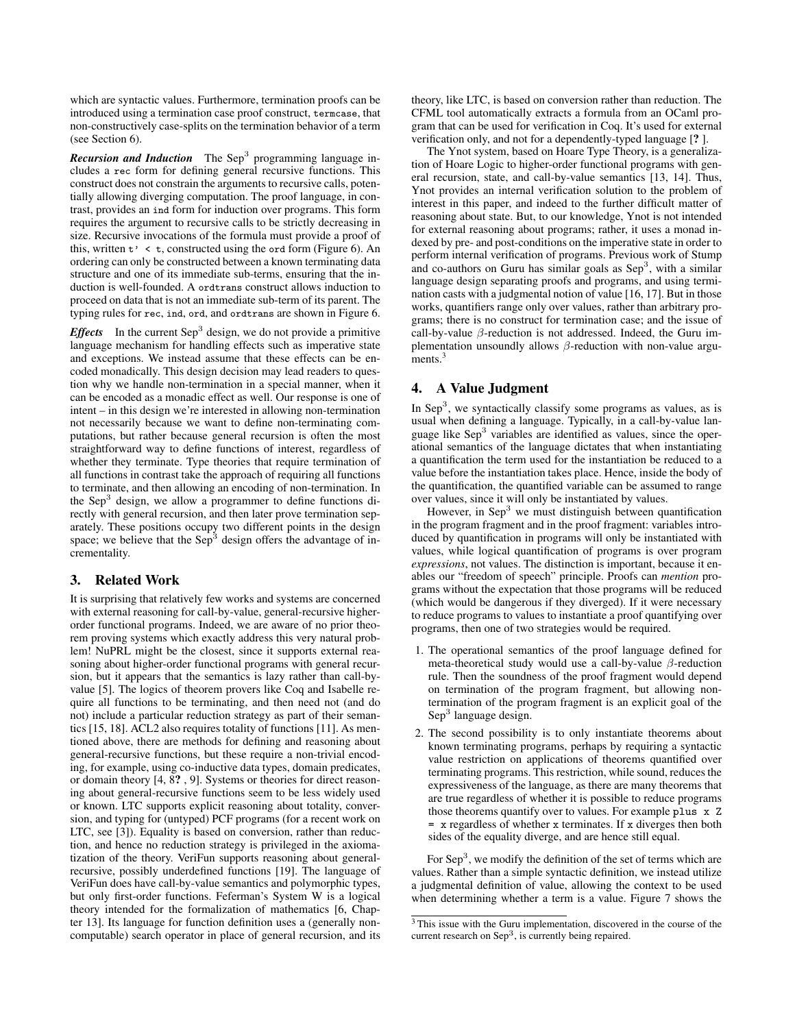which are syntactic values. Furthermore, termination proofs can be introduced using a termination case proof construct, `termcase`, that non-constructively case-splits on the termination behavior of a term (see Section 6).

***Recursion and Induction*** The Sep$^3$ programming language includes a `rec` form for defining general recursive functions. This construct does not constrain the arguments to recursive calls, potentially allowing diverging computation. The proof language, in contrast, provides an `ind` form for induction over programs. This form requires the argument to recursive calls to be strictly decreasing in size. Recursive invocations of the formula must provide a proof of this, written `t' < t`, constructed using the `ord` form (Figure 6). An ordering can only be constructed between a known terminating data structure and one of its immediate sub-terms, ensuring that the induction is well-founded. A `ordtrans` construct allows induction to proceed on data that is not an immediate sub-term of its parent. The typing rules for `rec`, `ind`, `ord`, and `ordtrans` are shown in Figure 6.

***Effects*** In the current Sep$^3$ design, we do not provide a primitive language mechanism for handling effects such as imperative state and exceptions. We instead assume that these effects can be encoded monadically. This design decision may lead readers to question why we handle non-termination in a special manner, when it can be encoded as a monadic effect as well. Our response is one of intent – in this design we're interested in allowing non-termination not necessarily because we want to define non-terminating computations, but rather because general recursion is often the most straightforward way to define functions of interest, regardless of whether they terminate. Type theories that require termination of all functions in contrast take the approach of requiring all functions to terminate, and then allowing an encoding of non-termination. In the Sep$^3$ design, we allow a programmer to define functions directly with general recursion, and then later prove termination separately. These positions occupy two different points in the design space; we believe that the Sep$^3$ design offers the advantage of incrementality.

## 3. Related Work

It is surprising that relatively few works and systems are concerned with external reasoning for call-by-value, general-recursive higher-order functional programs. Indeed, we are aware of no prior theorem proving systems which exactly address this very natural problem! NuPRL might be the closest, since it supports external reasoning about higher-order functional programs with general recursion, but it appears that the semantics is lazy rather than call-by-value [5]. The logics of theorem provers like Coq and Isabelle require all functions to be terminating, and then need not (and do not) include a particular reduction strategy as part of their semantics [15, 18]. ACL2 also requires totality of functions [11]. As mentioned above, there are methods for defining and reasoning about general-recursive functions, but these require a non-trivial encoding, for example, using co-inductive data types, domain predicates, or domain theory [4, 8**?** , 9]. Systems or theories for direct reasoning about general-recursive functions seem to be less widely used or known. LTC supports explicit reasoning about totality, conversion, and typing for (untyped) PCF programs (for a recent work on LTC, see [3]). Equality is based on conversion, rather than reduction, and hence no reduction strategy is privileged in the axiomatization of the theory. VeriFun supports reasoning about general-recursive, possibly underdefined functions [19]. The language of VeriFun does have call-by-value semantics and polymorphic types, but only first-order functions. Feferman's System W is a logical theory intended for the formalization of mathematics [6, Chapter 13]. Its language for function definition uses a (generally non-computable) search operator in place of general recursion, and its theory, like LTC, is based on conversion rather than reduction. The CFML tool automatically extracts a formula from an OCaml program that can be used for verification in Coq. It's used for external verification only, and not for a dependently-typed language [**?** ].

The Ynot system, based on Hoare Type Theory, is a generalization of Hoare Logic to higher-order functional programs with general recursion, state, and call-by-value semantics [13, 14]. Thus, Ynot provides an internal verification solution to the problem of interest in this paper, and indeed to the further difficult matter of reasoning about state. But, to our knowledge, Ynot is not intended for external reasoning about programs; rather, it uses a monad indexed by pre- and post-conditions on the imperative state in order to perform internal verification of programs. Previous work of Stump and co-authors on Guru has similar goals as Sep$^3$, with a similar language design separating proofs and programs, and using termination casts with a judgmental notion of value [16, 17]. But in those works, quantifiers range only over values, rather than arbitrary programs; there is no construct for termination case; and the issue of call-by-value $\beta$-reduction is not addressed. Indeed, the Guru implementation unsoundly allows $\beta$-reduction with non-value arguments.[3]

## 4. A Value Judgment

In Sep$^3$, we syntactically classify some programs as values, as is usual when defining a language. Typically, in a call-by-value language like Sep$^3$ variables are identified as values, since the operational semantics of the language dictates that when instantiating a quantification the term used for the instantiation be reduced to a value before the instantiation takes place. Hence, inside the body of the quantification, the quantified variable can be assumed to range over values, since it will only be instantiated by values.

However, in Sep$^3$ we must distinguish between quantification in the program fragment and in the proof fragment: variables introduced by quantification in programs will only be instantiated with values, while logical quantification of programs is over program *expressions*, not values. The distinction is important, because it enables our "freedom of speech" principle. Proofs can *mention* programs without the expectation that those programs will be reduced (which would be dangerous if they diverged). If it were necessary to reduce programs to values to instantiate a proof quantifying over programs, then one of two strategies would be required.

1. The operational semantics of the proof language defined for meta-theoretical study would use a call-by-value $\beta$-reduction rule. Then the soundness of the proof fragment would depend on termination of the program fragment, but allowing non-termination of the program fragment is an explicit goal of the Sep$^3$ language design.
2. The second possibility is to only instantiate theorems about known terminating programs, perhaps by requiring a syntactic value restriction on applications of theorems quantified over terminating programs. This restriction, while sound, reduces the expressiveness of the language, as there are many theorems that are true regardless of whether it is possible to reduce programs those theorems quantify over to values. For example `plus x Z = x` regardless of whether `x` terminates. If `x` diverges then both sides of the equality diverge, and are hence still equal.

For Sep$^3$, we modify the definition of the set of terms which are values. Rather than a simple syntactic definition, we instead utilize a judgmental definition of value, allowing the context to be used when determining whether a term is a value. Figure 7 shows the

[3] This issue with the Guru implementation, discovered in the course of the current research on Sep$^3$, is currently being repaired.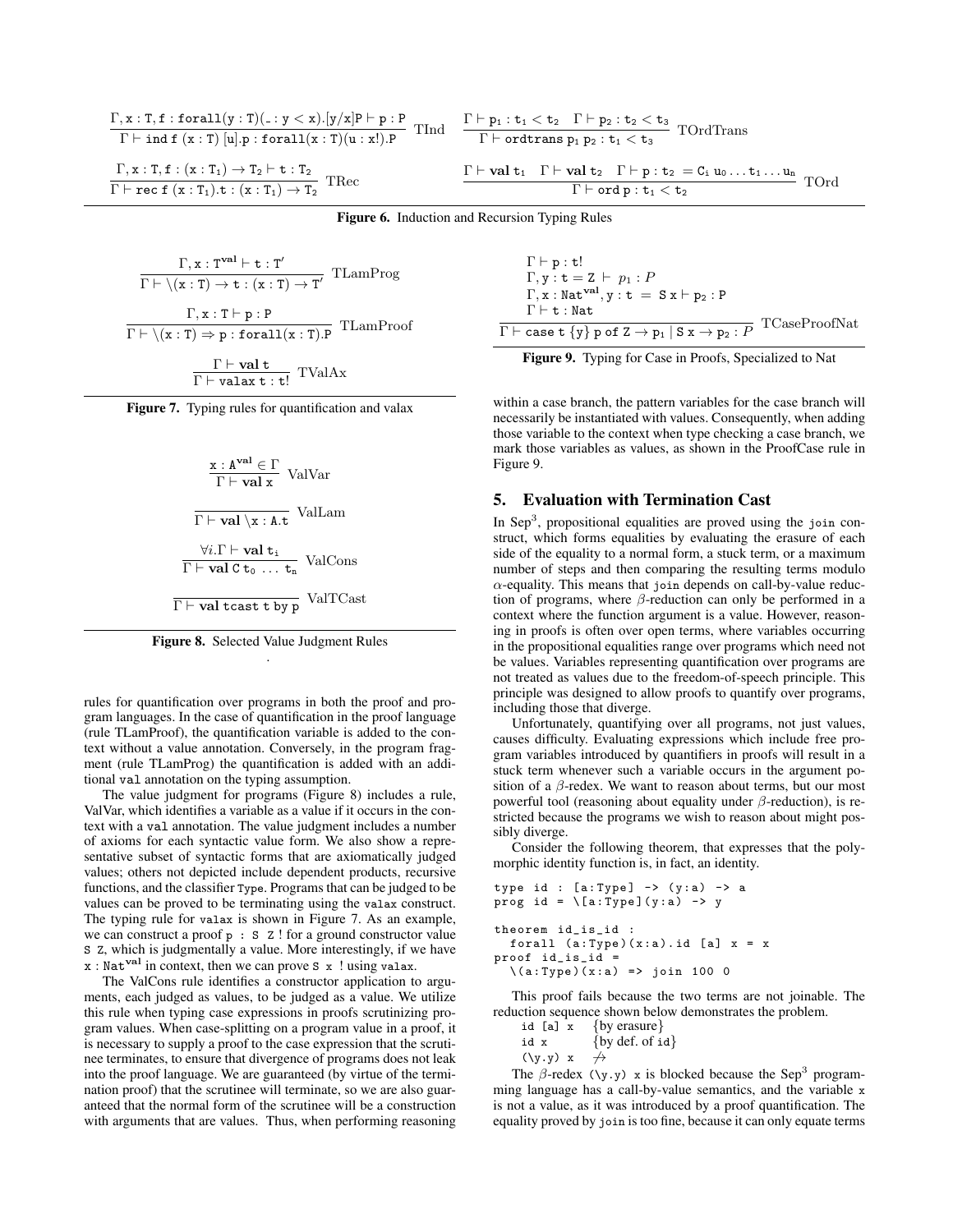$$\frac{\Gamma, \mathtt{x} : \mathtt{T}, \mathtt{f} : \mathtt{forall}(\mathtt{y} : \mathtt{T})(\_ : \mathtt{y} < \mathtt{x}).[\mathtt{y}/\mathtt{x}]\mathtt{P} \vdash \mathtt{p} : \mathtt{P}}{\Gamma \vdash \mathtt{ind}\ \mathtt{f}\ (\mathtt{x} : \mathtt{T})\ [\mathtt{u}].\mathtt{p} : \mathtt{forall}(\mathtt{x} : \mathtt{T})(\mathtt{u} : \mathtt{x}!).\mathtt{P}}\ \text{TInd} \qquad \frac{\Gamma \vdash \mathtt{p}_1 : \mathtt{t}_1 < \mathtt{t}_2 \quad \Gamma \vdash \mathtt{p}_2 : \mathtt{t}_2 < \mathtt{t}_3}{\Gamma \vdash \mathtt{ordtrans}\ \mathtt{p}_1\ \mathtt{p}_2 : \mathtt{t}_1 < \mathtt{t}_3}\ \text{TOrdTrans}$$

$$\frac{\Gamma, \mathtt{x} : \mathtt{T}_1, \mathtt{f} : (\mathtt{x} : \mathtt{T}_1) \to \mathtt{T}_2 \vdash \mathtt{t} : \mathtt{T}_2}{\Gamma \vdash \mathtt{rec}\ \mathtt{f}\ (\mathtt{x} : \mathtt{T}_1).\mathtt{t} : (\mathtt{x} : \mathtt{T}_1) \to \mathtt{T}_2}\ \text{TRec} \qquad \frac{\Gamma \vdash \mathbf{val}\ \mathtt{t}_1 \quad \Gamma \vdash \mathbf{val}\ \mathtt{t}_2 \quad \Gamma \vdash \mathtt{p} : \mathtt{t}_2 = \mathtt{C}_i\ \mathtt{u}_0 \ldots \mathtt{t}_1 \ldots \mathtt{u}_n}{\Gamma \vdash \mathtt{ord}\ \mathtt{p} : \mathtt{t}_1 < \mathtt{t}_2}\ \text{TOrd}$$

**Figure 6.** Induction and Recursion Typing Rules

$$\frac{\Gamma, \mathtt{x} : \mathtt{T}^{\mathbf{val}} \vdash \mathtt{t} : \mathtt{T}'}{\Gamma \vdash \backslash(\mathtt{x} : \mathtt{T}) \to \mathtt{t} : (\mathtt{x} : \mathtt{T}) \to \mathtt{T}'}\ \text{TLamProg}$$

$$\frac{\Gamma, \mathtt{x} : \mathtt{T} \vdash \mathtt{p} : \mathtt{P}}{\Gamma \vdash \backslash(\mathtt{x} : \mathtt{T}) \Rightarrow \mathtt{p} : \mathtt{forall}(\mathtt{x} : \mathtt{T}).\mathtt{P}}\ \text{TLamProof}$$

$$\frac{\Gamma \vdash \mathbf{val}\ \mathtt{t}}{\Gamma \vdash \mathtt{valax}\ \mathtt{t} : \mathtt{t}!}\ \text{TValAx}$$

**Figure 7.** Typing rules for quantification and valax

$$\frac{\mathtt{x} : \mathtt{A}^{\mathbf{val}} \in \Gamma}{\Gamma \vdash \mathbf{val}\ \mathtt{x}}\ \text{ValVar}$$

$$\frac{}{\Gamma \vdash \mathbf{val}\ \backslash\mathtt{x} : \mathtt{A}.\mathtt{t}}\ \text{ValLam}$$

$$\frac{\forall i. \Gamma \vdash \mathbf{val}\ \mathtt{t}_i}{\Gamma \vdash \mathbf{val}\ \mathtt{C}\ \mathtt{t}_0\ \ldots\ \mathtt{t}_n}\ \text{ValCons}$$

$$\frac{}{\Gamma \vdash \mathbf{val}\ \mathtt{tcast}\ \mathtt{t}\ \mathtt{by}\ \mathtt{p}}\ \text{ValTCast}$$

**Figure 8.** Selected Value Judgment Rules
.

rules for quantification over programs in both the proof and program languages. In the case of quantification in the proof language (rule TLamProof), the quantification variable is added to the context without a value annotation. Conversely, in the program fragment (rule TLamProg) the quantification is added with an additional val annotation on the typing assumption.

The value judgment for programs (Figure 8) includes a rule, ValVar, which identifies a variable as a value if it occurs in the context with a val annotation. The value judgment includes a number of axioms for each syntactic value form. We also show a representative subset of syntactic forms that are axiomatically judged values; others not depicted include dependent products, recursive functions, and the classifier Type. Programs that can be judged to be values can be proved to be terminating using the valax construct. The typing rule for valax is shown in Figure 7. As an example, we can construct a proof `p : S Z !` for a ground constructor value `S Z`, which is judgmentally a value. More interestingly, if we have $\mathtt{x} : \mathtt{Nat}^{\mathbf{val}}$ in context, then we can prove `S x !` using valax.

The ValCons rule identifies a constructor application to arguments, each judged as values, to be judged as a value. We utilize this rule when typing case expressions in proofs scrutinizing program values. When case-splitting on a program value in a proof, it is necessary to supply a proof to the case expression that the scrutinee terminates, to ensure that divergence of programs does not leak into the proof language. We are guaranteed (by virtue of the termination proof) that the scrutinee will terminate, so we are also guaranteed that the normal form of the scrutinee will be a construction with arguments that are values. Thus, when performing reasoning

$$\frac{\begin{array}{l}\Gamma \vdash \mathtt{p} : \mathtt{t}! \\ \Gamma, \mathtt{y} : \mathtt{t} = \mathtt{Z} \vdash\ p_1 : P \\ \Gamma, \mathtt{x} : \mathtt{Nat}^{\mathbf{val}}, \mathtt{y} : \mathtt{t}\ =\ \mathtt{S}\ \mathtt{x} \vdash \mathtt{p}_2 : \mathtt{P} \\ \Gamma \vdash \mathtt{t} : \mathtt{Nat}\end{array}}{\Gamma \vdash \mathtt{case}\ \mathtt{t}\ \{\mathtt{y}\}\ \mathtt{p}\ \mathtt{of}\ \mathtt{Z} \to \mathtt{p}_1 \mid \mathtt{S}\ \mathtt{x} \to \mathtt{p}_2 : P}\ \text{TCaseProofNat}$$

**Figure 9.** Typing for Case in Proofs, Specialized to Nat

within a case branch, the pattern variables for the case branch will necessarily be instantiated with values. Consequently, when adding those variable to the context when type checking a case branch, we mark those variables as values, as shown in the ProofCase rule in Figure 9.

## 5. Evaluation with Termination Cast

In Sep[3], propositional equalities are proved using the join construct, which forms equalities by evaluating the erasure of each side of the equality to a normal form, a stuck term, or a maximum number of steps and then comparing the resulting terms modulo $\alpha$-equality. This means that join depends on call-by-value reduction of programs, where $\beta$-reduction can only be performed in a context where the function argument is a value. However, reasoning in proofs is often over open terms, where variables occurring in the propositional equalities range over programs which need not be values. Variables representing quantification over programs are not treated as values due to the freedom-of-speech principle. This principle was designed to allow proofs to quantify over programs, including those that diverge.

Unfortunately, quantifying over all programs, not just values, causes difficulty. Evaluating expressions which include free program variables introduced by quantifiers in proofs will result in a stuck term whenever such a variable occurs in the argument position of a $\beta$-redex. We want to reason about terms, but our most powerful tool (reasoning about equality under $\beta$-reduction), is restricted because the programs we wish to reason about might possibly diverge.

Consider the following theorem, that expresses that the polymorphic identity function is, in fact, an identity.

```
type id : [a:Type] -> (y:a) -> a
prog id = \[a:Type](y:a) -> y

theorem id_is_id :
  forall (a:Type)(x:a).id [a] x = x
proof id_is_id =
  \(a:Type)(x:a) => join 100 0
```

This proof fails because the two terms are not joinable. The reduction sequence shown below demonstrates the problem.

| | |
|---|---|
| `id [a] x` | {by erasure} |
| `id x` | {by def. of `id`} |
| `(\y.y) x` | $\not\rightsquigarrow$ |

The $\beta$-redex `(\y.y) x` is blocked because the Sep[3] programming language has a call-by-value semantics, and the variable `x` is not a value, as it was introduced by a proof quantification. The equality proved by join is too fine, because it can only equate terms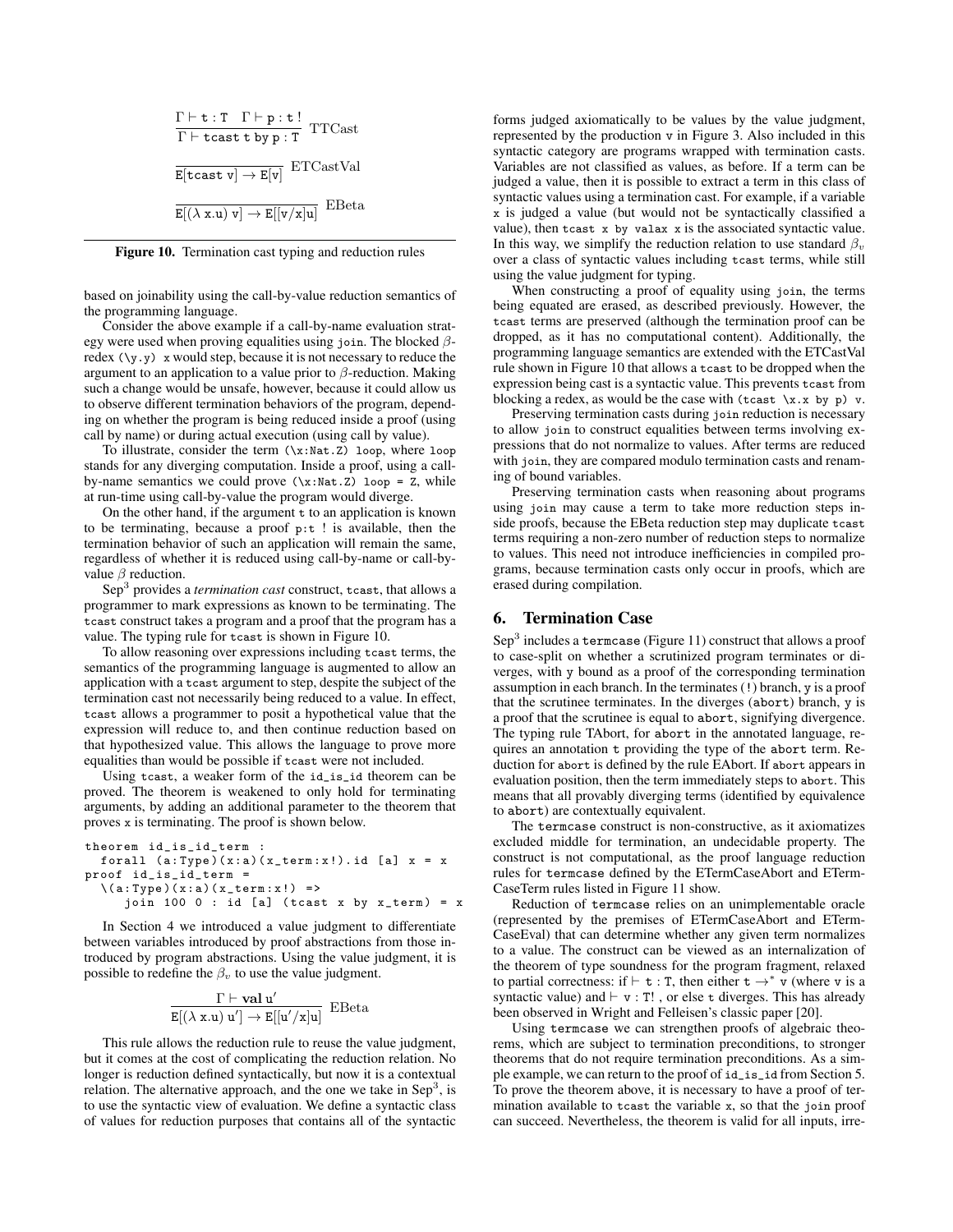$$\frac{\Gamma \vdash \mathtt{t} : \mathtt{T} \quad \Gamma \vdash \mathtt{p} : \mathtt{t}\ !}{\Gamma \vdash \mathtt{tcast\ t\ by\ p} : \mathtt{T}} \text{ TTCast}$$

$$\frac{}{\mathtt{E[tcast\ v]} \to \mathtt{E[v]}} \text{ ETCastVal}$$

$$\frac{}{\mathtt{E}[(\lambda\ \mathtt{x.u})\ \mathtt{v}] \to \mathtt{E}[[\mathtt{v}/\mathtt{x}]\mathtt{u}]} \text{ EBeta}$$

**Figure 10.** Termination cast typing and reduction rules

based on joinability using the call-by-value reduction semantics of the programming language.

Consider the above example if a call-by-name evaluation strategy were used when proving equalities using `join`. The blocked $\beta$-redex `(\y.y) x` would step, because it is not necessary to reduce the argument to an application to a value prior to $\beta$-reduction. Making such a change would be unsafe, however, because it could allow us to observe different termination behaviors of the program, depending on whether the program is being reduced inside a proof (using call by name) or during actual execution (using call by value).

To illustrate, consider the term `(\x:Nat.Z) loop`, where `loop` stands for any diverging computation. Inside a proof, using a call-by-name semantics we could prove `(\x:Nat.Z) loop = Z`, while at run-time using call-by-value the program would diverge.

On the other hand, if the argument `t` to an application is known to be terminating, because a proof `p:t !` is available, then the termination behavior of such an application will remain the same, regardless of whether it is reduced using call-by-name or call-by-value $\beta$ reduction.

Sep$^3$ provides a *termination cast* construct, `tcast`, that allows a programmer to mark expressions as known to be terminating. The `tcast` construct takes a program and a proof that the program has a value. The typing rule for `tcast` is shown in Figure 10.

To allow reasoning over expressions including `tcast` terms, the semantics of the programming language is augmented to allow an application with a `tcast` argument to step, despite the subject of the termination cast not necessarily being reduced to a value. In effect, `tcast` allows a programmer to posit a hypothetical value that the expression will reduce to, and then continue reduction based on that hypothesized value. This allows the language to prove more equalities than would be possible if `tcast` were not included.

Using `tcast`, a weaker form of the `id_is_id` theorem can be proved. The theorem is weakened to only hold for terminating arguments, by adding an additional parameter to the theorem that proves `x` is terminating. The proof is shown below.

```
theorem id_is_id_term :
  forall (a:Type)(x:a)(x_term:x!).id [a] x = x
proof id_is_id_term =
  \(a:Type)(x:a)(x_term:x!) =>
     join 100 0 : id [a] (tcast x by x_term) = x
```

In Section 4 we introduced a value judgment to differentiate between variables introduced by proof abstractions from those introduced by program abstractions. Using the value judgment, it is possible to redefine the $\beta_v$ to use the value judgment.

$$\frac{\Gamma \vdash \mathbf{val}\ \mathtt{u}'}{\mathtt{E}[(\lambda\ \mathtt{x.u})\ \mathtt{u}'] \to \mathtt{E}[[\mathtt{u}'/\mathtt{x}]\mathtt{u}]} \text{ EBeta}$$

This rule allows the reduction rule to reuse the value judgment, but it comes at the cost of complicating the reduction relation. No longer is reduction defined syntactically, but now it is a contextual relation. The alternative approach, and the one we take in Sep$^3$, is to use the syntactic view of evaluation. We define a syntactic class of values for reduction purposes that contains all of the syntactic forms judged axiomatically to be values by the value judgment, represented by the production `v` in Figure 3. Also included in this syntactic category are programs wrapped with termination casts. Variables are not classified as values, as before. If a term can be judged a value, then it is possible to extract a term in this class of syntactic values using a termination cast. For example, if a variable `x` is judged a value (but would not be syntactically classified a value), then `tcast x by valax x` is the associated syntactic value. In this way, we simplify the reduction relation to use standard $\beta_v$ over a class of syntactic values including `tcast` terms, while still using the value judgment for typing.

When constructing a proof of equality using `join`, the terms being equated are erased, as described previously. However, the `tcast` terms are preserved (although the termination proof can be dropped, as it has no computational content). Additionally, the programming language semantics are extended with the ETCastVal rule shown in Figure 10 that allows a `tcast` to be dropped when the expression being cast is a syntactic value. This prevents `tcast` from blocking a redex, as would be the case with `(tcast \x.x by p) v`.

Preserving termination casts during `join` reduction is necessary to allow `join` to construct equalities between terms involving expressions that do not normalize to values. After terms are reduced with `join`, they are compared modulo termination casts and renaming of bound variables.

Preserving termination casts when reasoning about programs using `join` may cause a term to take more reduction steps inside proofs, because the EBeta reduction step may duplicate `tcast` terms requiring a non-zero number of reduction steps to normalize to values. This need not introduce inefficiencies in compiled programs, because termination casts only occur in proofs, which are erased during compilation.

## 6. Termination Case

Sep$^3$ includes a `termcase` (Figure 11) construct that allows a proof to case-split on whether a scrutinized program terminates or diverges, with `y` bound as a proof of the corresponding termination assumption in each branch. In the terminates (`!`) branch, `y` is a proof that the scrutinee terminates. In the diverges (`abort`) branch, `y` is a proof that the scrutinee is equal to `abort`, signifying divergence. The typing rule TAbort, for `abort` in the annotated language, requires an annotation `t` providing the type of the `abort` term. Reduction for `abort` is defined by the rule EAbort. If `abort` appears in evaluation position, then the term immediately steps to `abort`. This means that all provably diverging terms (identified by equivalence to `abort`) are contextually equivalent.

The `termcase` construct is non-constructive, as it axiomatizes excluded middle for termination, an undecidable property. The construct is not computational, as the proof language reduction rules for `termcase` defined by the ETermCaseAbort and ETermCaseTerm rules listed in Figure 11 show.

Reduction of `termcase` relies on an unimplementable oracle (represented by the premises of ETermCaseAbort and ETermCaseEval) that can determine whether any given term normalizes to a value. The construct can be viewed as an internalization of the theorem of type soundness for the program fragment, relaxed to partial correctness: if $\vdash \mathtt{t} : \mathtt{T}$, then either $\mathtt{t} \to^* \mathtt{v}$ (where `v` is a syntactic value) and $\vdash \mathtt{v} : \mathtt{T}!$ , or else `t` diverges. This has already been observed in Wright and Felleisen's classic paper [20].

Using `termcase` we can strengthen proofs of algebraic theorems, which are subject to termination preconditions, to stronger theorems that do not require termination preconditions. As a simple example, we can return to the proof of `id_is_id` from Section 5. To prove the theorem above, it is necessary to have a proof of termination available to `tcast` the variable `x`, so that the `join` proof can succeed. Nevertheless, the theorem is valid for all inputs, irre-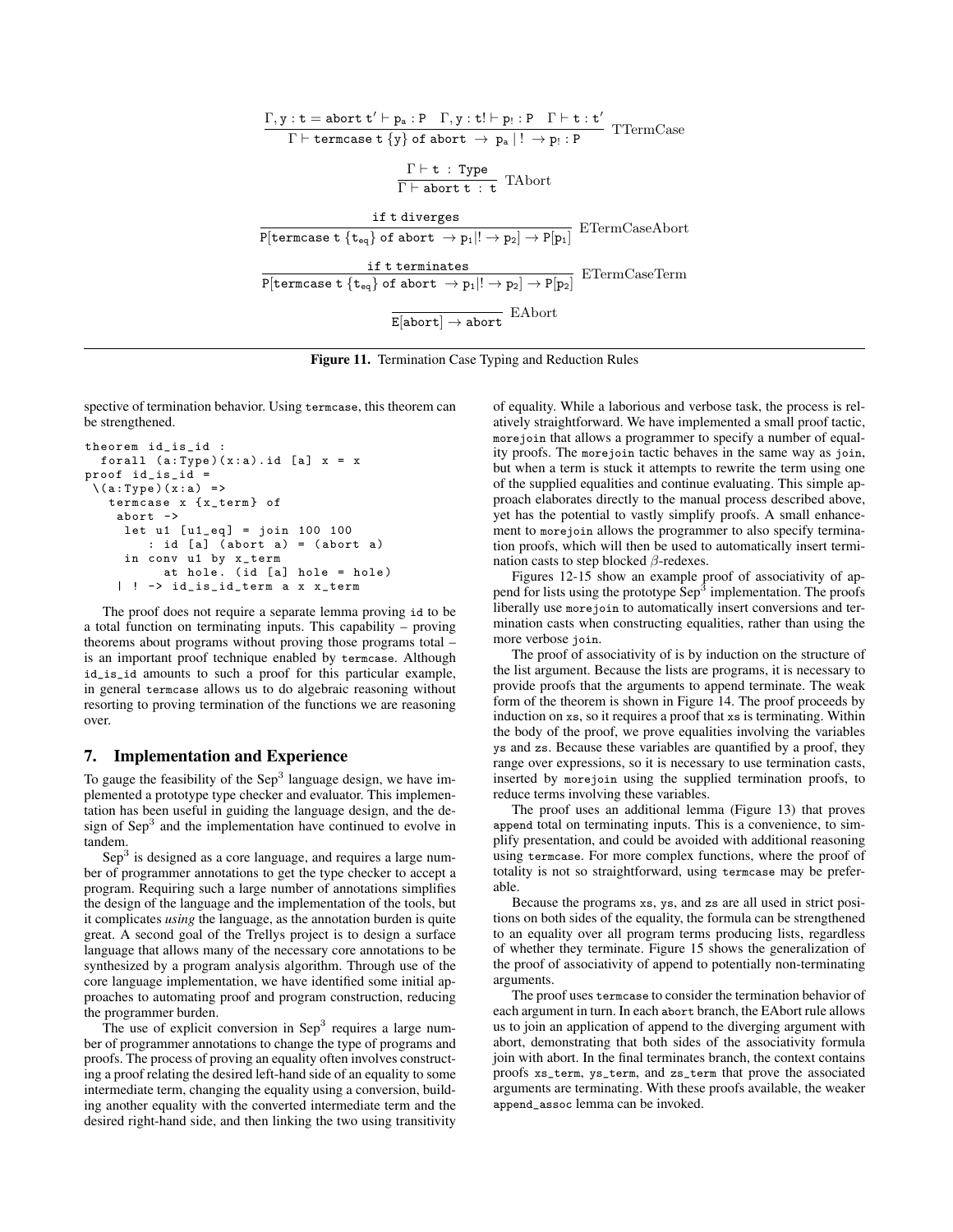$$\frac{\Gamma, y : t = \texttt{abort}\ t' \vdash p_a : P \quad \Gamma, y : t! \vdash p_! : P \quad \Gamma \vdash t : t'}{\Gamma \vdash \texttt{termcase}\ t\ \{y\}\ \texttt{of abort} \rightarrow p_a \mid ! \rightarrow p_! : P}\ \text{TTermCase}$$

$$\frac{\Gamma \vdash t : \texttt{Type}}{\Gamma \vdash \texttt{abort}\ t : t}\ \text{TAbort}$$

$$\frac{\text{if } t \text{ diverges}}{P[\texttt{termcase}\ t\ \{t_{eq}\}\ \texttt{of abort} \rightarrow p_1 \mid ! \rightarrow p_2] \rightarrow P[p_1]}\ \text{ETermCaseAbort}$$

$$\frac{\text{if } t \text{ terminates}}{P[\texttt{termcase}\ t\ \{t_{eq}\}\ \texttt{of abort} \rightarrow p_1 \mid ! \rightarrow p_2] \rightarrow P[p_2]}\ \text{ETermCaseTerm}$$

$$\frac{}{E[\texttt{abort}] \rightarrow \texttt{abort}}\ \text{EAbort}$$

**Figure 11.** Termination Case Typing and Reduction Rules

spective of termination behavior. Using termcase, this theorem can be strengthened.

```
theorem id_is_id :
  forall (a:Type)(x:a).id [a] x = x
proof id_is_id =
 \(a:Type)(x:a) =>
   termcase x {x_term} of
    abort ->
     let u1 [u1_eq] = join 100 100
         : id [a] (abort a) = (abort a)
     in conv u1 by x_term
           at hole. (id [a] hole = hole)
    | ! -> id_is_id_term a x x_term
```

The proof does not require a separate lemma proving id to be a total function on terminating inputs. This capability – proving theorems about programs without proving those programs total – is an important proof technique enabled by termcase. Although id_is_id amounts to such a proof for this particular example, in general termcase allows us to do algebraic reasoning without resorting to proving termination of the functions we are reasoning over.

## 7. Implementation and Experience

To gauge the feasibility of the Sep$^3$ language design, we have implemented a prototype type checker and evaluator. This implementation has been useful in guiding the language design, and the design of Sep$^3$ and the implementation have continued to evolve in tandem.

Sep$^3$ is designed as a core language, and requires a large number of programmer annotations to get the type checker to accept a program. Requiring such a large number of annotations simplifies the design of the language and the implementation of the tools, but it complicates *using* the language, as the annotation burden is quite great. A second goal of the Trellys project is to design a surface language that allows many of the necessary core annotations to be synthesized by a program analysis algorithm. Through use of the core language implementation, we have identified some initial approaches to automating proof and program construction, reducing the programmer burden.

The use of explicit conversion in Sep$^3$ requires a large number of programmer annotations to change the type of programs and proofs. The process of proving an equality often involves constructing a proof relating the desired left-hand side of an equality to some intermediate term, changing the equality using a conversion, building another equality with the converted intermediate term and the desired right-hand side, and then linking the two using transitivity of equality. While a laborious and verbose task, the process is relatively straightforward. We have implemented a small proof tactic, morejoin that allows a programmer to specify a number of equality proofs. The morejoin tactic behaves in the same way as join, but when a term is stuck it attempts to rewrite the term using one of the supplied equalities and continue evaluating. This simple approach elaborates directly to the manual process described above, yet has the potential to vastly simplify proofs. A small enhancement to morejoin allows the programmer to also specify termination proofs, which will then be used to automatically insert termination casts to step blocked $\beta$-redexes.

Figures 12-15 show an example proof of associativity of append for lists using the prototype Sep$^3$ implementation. The proofs liberally use morejoin to automatically insert conversions and termination casts when constructing equalities, rather than using the more verbose join.

The proof of associativity of is by induction on the structure of the list argument. Because the lists are programs, it is necessary to provide proofs that the arguments to append terminate. The weak form of the theorem is shown in Figure 14. The proof proceeds by induction on xs, so it requires a proof that xs is terminating. Within the body of the proof, we prove equalities involving the variables ys and zs. Because these variables are quantified by a proof, they range over expressions, so it is necessary to use termination casts, inserted by morejoin using the supplied termination proofs, to reduce terms involving these variables.

The proof uses an additional lemma (Figure 13) that proves append total on terminating inputs. This is a convenience, to simplify presentation, and could be avoided with additional reasoning using termcase. For more complex functions, where the proof of totality is not so straightforward, using termcase may be preferable.

Because the programs xs, ys, and zs are all used in strict positions on both sides of the equality, the formula can be strengthened to an equality over all program terms producing lists, regardless of whether they terminate. Figure 15 shows the generalization of the proof of associativity of append to potentially non-terminating arguments.

The proof uses termcase to consider the termination behavior of each argument in turn. In each abort branch, the EAbort rule allows us to join an application of append to the diverging argument with abort, demonstrating that both sides of the associativity formula join with abort. In the final terminates branch, the context contains proofs xs_term, ys_term, and zs_term that prove the associated arguments are terminating. With these proofs available, the weaker append_assoc lemma can be invoked.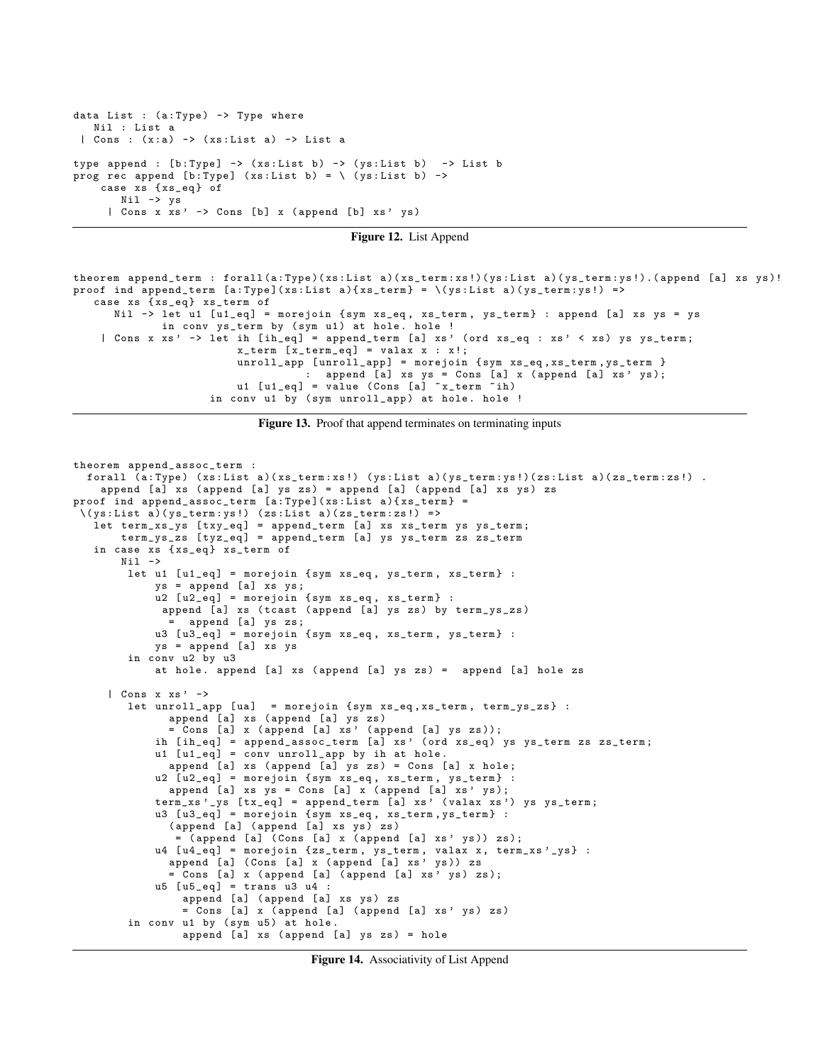```
data List : (a:Type) -> Type where
   Nil : List a
 | Cons : (x:a) -> (xs:List a) -> List a

type append : [b:Type] -> (xs:List b) -> (ys:List b)  -> List b
prog rec append [b:Type] (xs:List b) = \ (ys:List b) ->
    case xs {xs_eq} of
       Nil -> ys
     | Cons x xs' -> Cons [b] x (append [b] xs' ys)
```

**Figure 12.** List Append

```
theorem append_term : forall(a:Type)(xs:List a)(xs_term:xs!)(ys:List a)(ys_term:ys!).(append [a] xs ys)!
proof ind append_term [a:Type](xs:List a){xs_term} = \(ys:List a)(ys_term:ys!) =>
   case xs {xs_eq} xs_term of
      Nil -> let u1 [u1_eq] = morejoin {sym xs_eq, xs_term, ys_term} : append [a] xs ys = ys
             in conv ys_term by (sym u1) at hole. hole !
    | Cons x xs' -> let ih [ih_eq] = append_term [a] xs' (ord xs_eq : xs' < xs) ys ys_term;
                        x_term [x_term_eq] = valax x : x!;
                        unroll_app [unroll_app] = morejoin {sym xs_eq,xs_term,ys_term }
                                  :  append [a] xs ys = Cons [a] x (append [a] xs' ys);
                        u1 [u1_eq] = value (Cons [a] ~x_term ~ih)
                    in conv u1 by (sym unroll_app) at hole. hole !
```

**Figure 13.** Proof that append terminates on terminating inputs

```
theorem append_assoc_term :
  forall (a:Type) (xs:List a)(xs_term:xs!) (ys:List a)(ys_term:ys!)(zs:List a)(zs_term:zs!) .
    append [a] xs (append [a] ys zs) = append [a] (append [a] xs ys) zs
proof ind append_assoc_term [a:Type](xs:List a){xs_term} =
 \(ys:List a)(ys_term:ys!) (zs:List a)(zs_term:zs!) =>
   let term_xs_ys [txy_eq] = append_term [a] xs xs_term ys ys_term;
       term_ys_zs [tyz_eq] = append_term [a] ys ys_term zs zs_term
   in case xs {xs_eq} xs_term of
       Nil ->
        let u1 [u1_eq] = morejoin {sym xs_eq, ys_term, xs_term} :
             ys = append [a] xs ys;
             u2 [u2_eq] = morejoin {sym xs_eq, xs_term} :
              append [a] xs (tcast (append [a] ys zs) by term_ys_zs)
               =  append [a] ys zs;
             u3 [u3_eq] = morejoin {sym xs_eq, xs_term, ys_term} :
             ys = append [a] xs ys
        in conv u2 by u3
             at hole. append [a] xs (append [a] ys zs) =  append [a] hole zs

     | Cons x xs' ->
        let unroll_app [ua]  = morejoin {sym xs_eq,xs_term, term_ys_zs} :
               append [a] xs (append [a] ys zs)
               = Cons [a] x (append [a] xs' (append [a] ys zs));
             ih [ih_eq] = append_assoc_term [a] xs' (ord xs_eq) ys ys_term zs zs_term;
             u1 [u1_eq] = conv unroll_app by ih at hole.
               append [a] xs (append [a] ys zs) = Cons [a] x hole;
             u2 [u2_eq] = morejoin {sym xs_eq, xs_term, ys_term} :
               append [a] xs ys = Cons [a] x (append [a] xs' ys);
             term_xs'_ys [tx_eq] = append_term [a] xs' (valax xs') ys ys_term;
             u3 [u3_eq] = morejoin {sym xs_eq, xs_term,ys_term} :
               (append [a] (append [a] xs ys) zs)
                = (append [a] (Cons [a] x (append [a] xs' ys)) zs);
             u4 [u4_eq] = morejoin {zs_term, ys_term, valax x, term_xs'_ys} :
               append [a] (Cons [a] x (append [a] xs' ys)) zs
               = Cons [a] x (append [a] (append [a] xs' ys) zs);
             u5 [u5_eq] = trans u3 u4 :
                 append [a] (append [a] xs ys) zs
                 = Cons [a] x (append [a] (append [a] xs' ys) zs)
        in conv u1 by (sym u5) at hole.
                 append [a] xs (append [a] ys zs) = hole
```

**Figure 14.** Associativity of List Append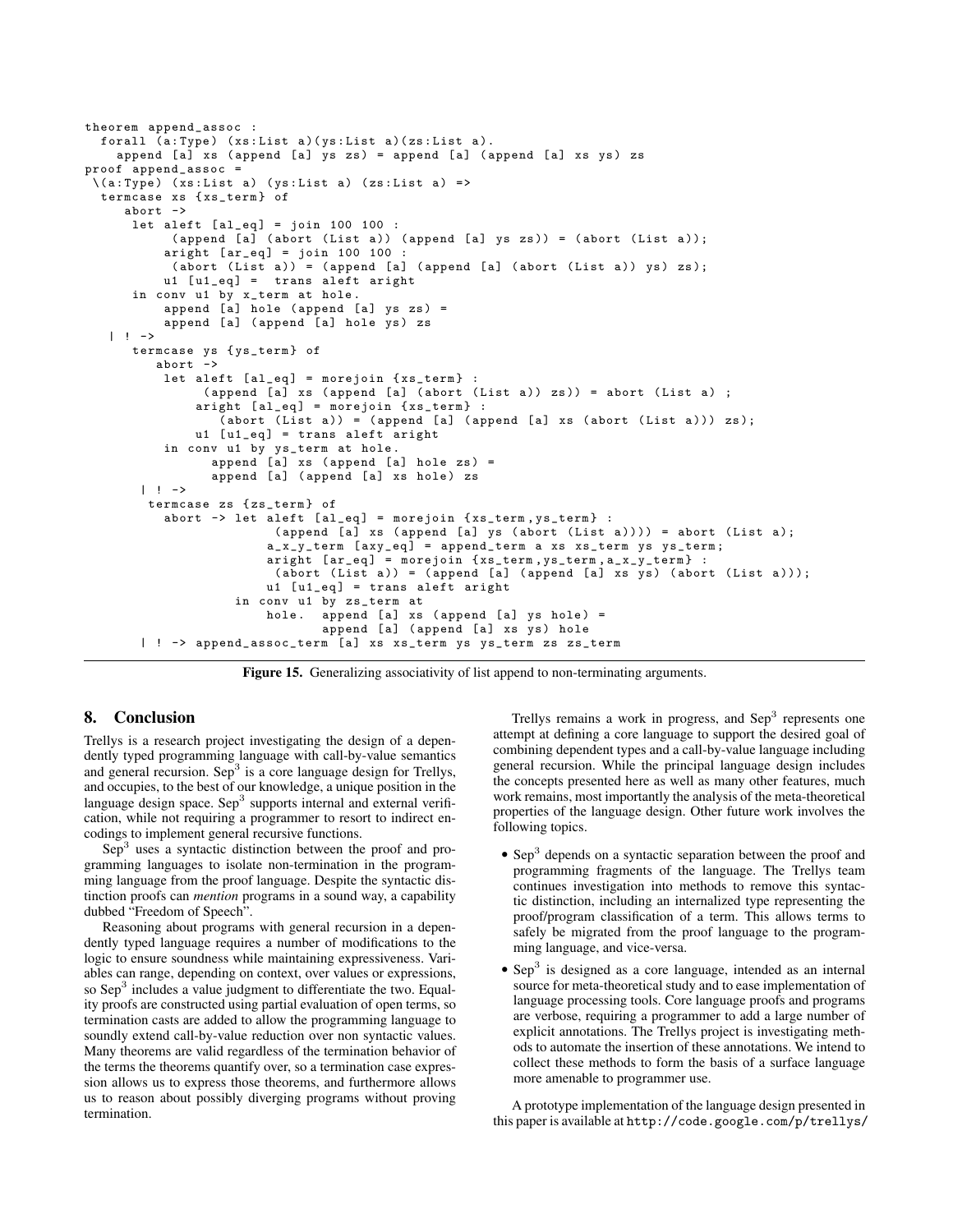```
theorem append_assoc :
  forall (a:Type) (xs:List a)(ys:List a)(zs:List a).
    append [a] xs (append [a] ys zs) = append [a] (append [a] xs ys) zs
proof append_assoc =
 \(a:Type) (xs:List a) (ys:List a) (zs:List a) =>
  termcase xs {xs_term} of
     abort ->
      let aleft [al_eq] = join 100 100 :
            (append [a] (abort (List a)) (append [a] ys zs)) = (abort (List a));
          aright [ar_eq] = join 100 100 :
           (abort (List a)) = (append [a] (append [a] (abort (List a)) ys) zs);
          u1 [u1_eq] =  trans aleft aright
      in conv u1 by x_term at hole.
          append [a] hole (append [a] ys zs) =
          append [a] (append [a] hole ys) zs
   | ! ->
      termcase ys {ys_term} of
         abort ->
          let aleft [al_eq] = morejoin {xs_term} :
                (append [a] xs (append [a] (abort (List a)) zs)) = abort (List a) ;
              aright [al_eq] = morejoin {xs_term} :
                 (abort (List a)) = (append [a] (append [a] xs (abort (List a))) zs);
              u1 [u1_eq] = trans aleft aright
          in conv u1 by ys_term at hole.
                append [a] xs (append [a] hole zs) =
                append [a] (append [a] xs hole) zs
       | ! ->
         termcase zs {zs_term} of
          abort -> let aleft [al_eq] = morejoin {xs_term,ys_term} :
                          (append [a] xs (append [a] ys (abort (List a)))) = abort (List a);
                      a_x_y_term [axy_eq] = append_term a xs xs_term ys ys_term;
                      aright [ar_eq] = morejoin {xs_term,ys_term,a_x_y_term} :
                       (abort (List a)) = (append [a] (append [a] xs ys) (abort (List a)));
                      u1 [u1_eq] = trans aleft aright
                  in conv u1 by zs_term at
                      hole.  append [a] xs (append [a] ys hole) =
                             append [a] (append [a] xs ys) hole
       | ! -> append_assoc_term [a] xs xs_term ys ys_term zs zs_term
```

**Figure 15.** Generalizing associativity of list append to non-terminating arguments.

## 8. Conclusion

Trellys is a research project investigating the design of a dependently typed programming language with call-by-value semantics and general recursion. Sep$^3$ is a core language design for Trellys, and occupies, to the best of our knowledge, a unique position in the language design space. Sep$^3$ supports internal and external verification, while not requiring a programmer to resort to indirect encodings to implement general recursive functions.

Sep$^3$ uses a syntactic distinction between the proof and programming languages to isolate non-termination in the programming language from the proof language. Despite the syntactic distinction proofs can *mention* programs in a sound way, a capability dubbed "Freedom of Speech".

Reasoning about programs with general recursion in a dependently typed language requires a number of modifications to the logic to ensure soundness while maintaining expressiveness. Variables can range, depending on context, over values or expressions, so Sep$^3$ includes a value judgment to differentiate the two. Equality proofs are constructed using partial evaluation of open terms, so termination casts are added to allow the programming language to soundly extend call-by-value reduction over non syntactic values. Many theorems are valid regardless of the termination behavior of the terms the theorems quantify over, so a termination case expression allows us to express those theorems, and furthermore allows us to reason about possibly diverging programs without proving termination.

Trellys remains a work in progress, and Sep$^3$ represents one attempt at defining a core language to support the desired goal of combining dependent types and a call-by-value language including general recursion. While the principal language design includes the concepts presented here as well as many other features, much work remains, most importantly the analysis of the meta-theoretical properties of the language design. Other future work involves the following topics.

- Sep$^3$ depends on a syntactic separation between the proof and programming fragments of the language. The Trellys team continues investigation into methods to remove this syntactic distinction, including an internalized type representing the proof/program classification of a term. This allows terms to safely be migrated from the proof language to the programming language, and vice-versa.
- Sep$^3$ is designed as a core language, intended as an internal source for meta-theoretical study and to ease implementation of language processing tools. Core language proofs and programs are verbose, requiring a programmer to add a large number of explicit annotations. The Trellys project is investigating methods to automate the insertion of these annotations. We intend to collect these methods to form the basis of a surface language more amenable to programmer use.

A prototype implementation of the language design presented in this paper is available at `http://code.google.com/p/trellys/`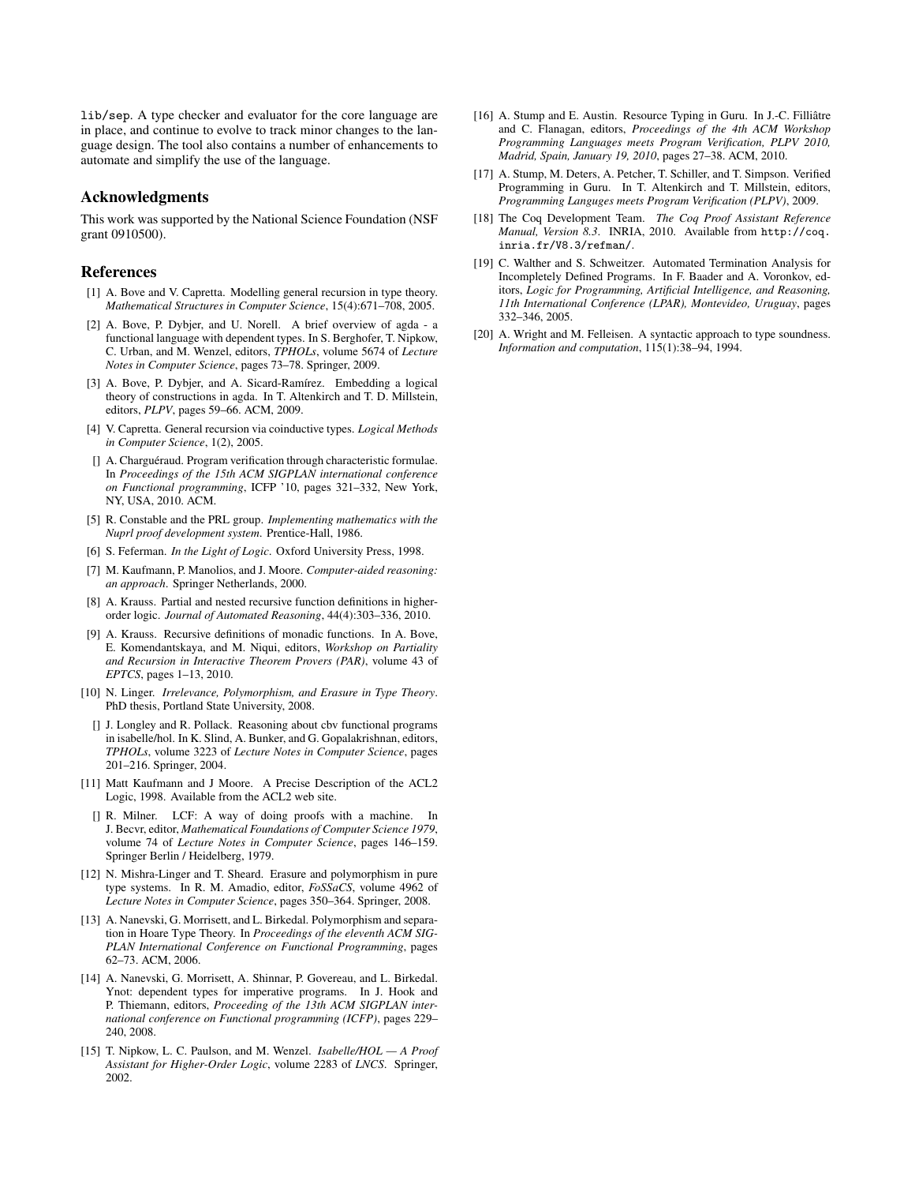`lib/sep`. A type checker and evaluator for the core language are in place, and continue to evolve to track minor changes to the language design. The tool also contains a number of enhancements to automate and simplify the use of the language.

## Acknowledgments

This work was supported by the National Science Foundation (NSF grant 0910500).

## References

[1] A. Bove and V. Capretta. Modelling general recursion in type theory. *Mathematical Structures in Computer Science*, 15(4):671–708, 2005.

[2] A. Bove, P. Dybjer, and U. Norell. A brief overview of agda - a functional language with dependent types. In S. Berghofer, T. Nipkow, C. Urban, and M. Wenzel, editors, *TPHOLs*, volume 5674 of *Lecture Notes in Computer Science*, pages 73–78. Springer, 2009.

[3] A. Bove, P. Dybjer, and A. Sicard-Ramírez. Embedding a logical theory of constructions in agda. In T. Altenkirch and T. D. Millstein, editors, *PLPV*, pages 59–66. ACM, 2009.

[4] V. Capretta. General recursion via coinductive types. *Logical Methods in Computer Science*, 1(2), 2005.

[] A. Charguéraud. Program verification through characteristic formulae. In *Proceedings of the 15th ACM SIGPLAN international conference on Functional programming*, ICFP '10, pages 321–332, New York, NY, USA, 2010. ACM.

[5] R. Constable and the PRL group. *Implementing mathematics with the Nuprl proof development system*. Prentice-Hall, 1986.

[6] S. Feferman. *In the Light of Logic*. Oxford University Press, 1998.

[7] M. Kaufmann, P. Manolios, and J. Moore. *Computer-aided reasoning: an approach*. Springer Netherlands, 2000.

[8] A. Krauss. Partial and nested recursive function definitions in higher-order logic. *Journal of Automated Reasoning*, 44(4):303–336, 2010.

[9] A. Krauss. Recursive definitions of monadic functions. In A. Bove, E. Komendantskaya, and M. Niqui, editors, *Workshop on Partiality and Recursion in Interactive Theorem Provers (PAR)*, volume 43 of *EPTCS*, pages 1–13, 2010.

[10] N. Linger. *Irrelevance, Polymorphism, and Erasure in Type Theory*. PhD thesis, Portland State University, 2008.

[] J. Longley and R. Pollack. Reasoning about cbv functional programs in isabelle/hol. In K. Slind, A. Bunker, and G. Gopalakrishnan, editors, *TPHOLs*, volume 3223 of *Lecture Notes in Computer Science*, pages 201–216. Springer, 2004.

[11] Matt Kaufmann and J Moore. A Precise Description of the ACL2 Logic, 1998. Available from the ACL2 web site.

[] R. Milner. LCF: A way of doing proofs with a machine. In J. Becvr, editor, *Mathematical Foundations of Computer Science 1979*, volume 74 of *Lecture Notes in Computer Science*, pages 146–159. Springer Berlin / Heidelberg, 1979.

[12] N. Mishra-Linger and T. Sheard. Erasure and polymorphism in pure type systems. In R. M. Amadio, editor, *FoSSaCS*, volume 4962 of *Lecture Notes in Computer Science*, pages 350–364. Springer, 2008.

[13] A. Nanevski, G. Morrisett, and L. Birkedal. Polymorphism and separation in Hoare Type Theory. In *Proceedings of the eleventh ACM SIGPLAN International Conference on Functional Programming*, pages 62–73. ACM, 2006.

[14] A. Nanevski, G. Morrisett, A. Shinnar, P. Govereau, and L. Birkedal. Ynot: dependent types for imperative programs. In J. Hook and P. Thiemann, editors, *Proceeding of the 13th ACM SIGPLAN international conference on Functional programming (ICFP)*, pages 229–240, 2008.

[15] T. Nipkow, L. C. Paulson, and M. Wenzel. *Isabelle/HOL — A Proof Assistant for Higher-Order Logic*, volume 2283 of *LNCS*. Springer, 2002.

[16] A. Stump and E. Austin. Resource Typing in Guru. In J.-C. Filliâtre and C. Flanagan, editors, *Proceedings of the 4th ACM Workshop Programming Languages meets Program Verification, PLPV 2010, Madrid, Spain, January 19, 2010*, pages 27–38. ACM, 2010.

[17] A. Stump, M. Deters, A. Petcher, T. Schiller, and T. Simpson. Verified Programming in Guru. In T. Altenkirch and T. Millstein, editors, *Programming Languges meets Program Verification (PLPV)*, 2009.

[18] The Coq Development Team. *The Coq Proof Assistant Reference Manual, Version 8.3*. INRIA, 2010. Available from `http://coq.inria.fr/V8.3/refman/`.

[19] C. Walther and S. Schweitzer. Automated Termination Analysis for Incompletely Defined Programs. In F. Baader and A. Voronkov, editors, *Logic for Programming, Artificial Intelligence, and Reasoning, 11th International Conference (LPAR), Montevideo, Uruguay*, pages 332–346, 2005.

[20] A. Wright and M. Felleisen. A syntactic approach to type soundness. *Information and computation*, 115(1):38–94, 1994.